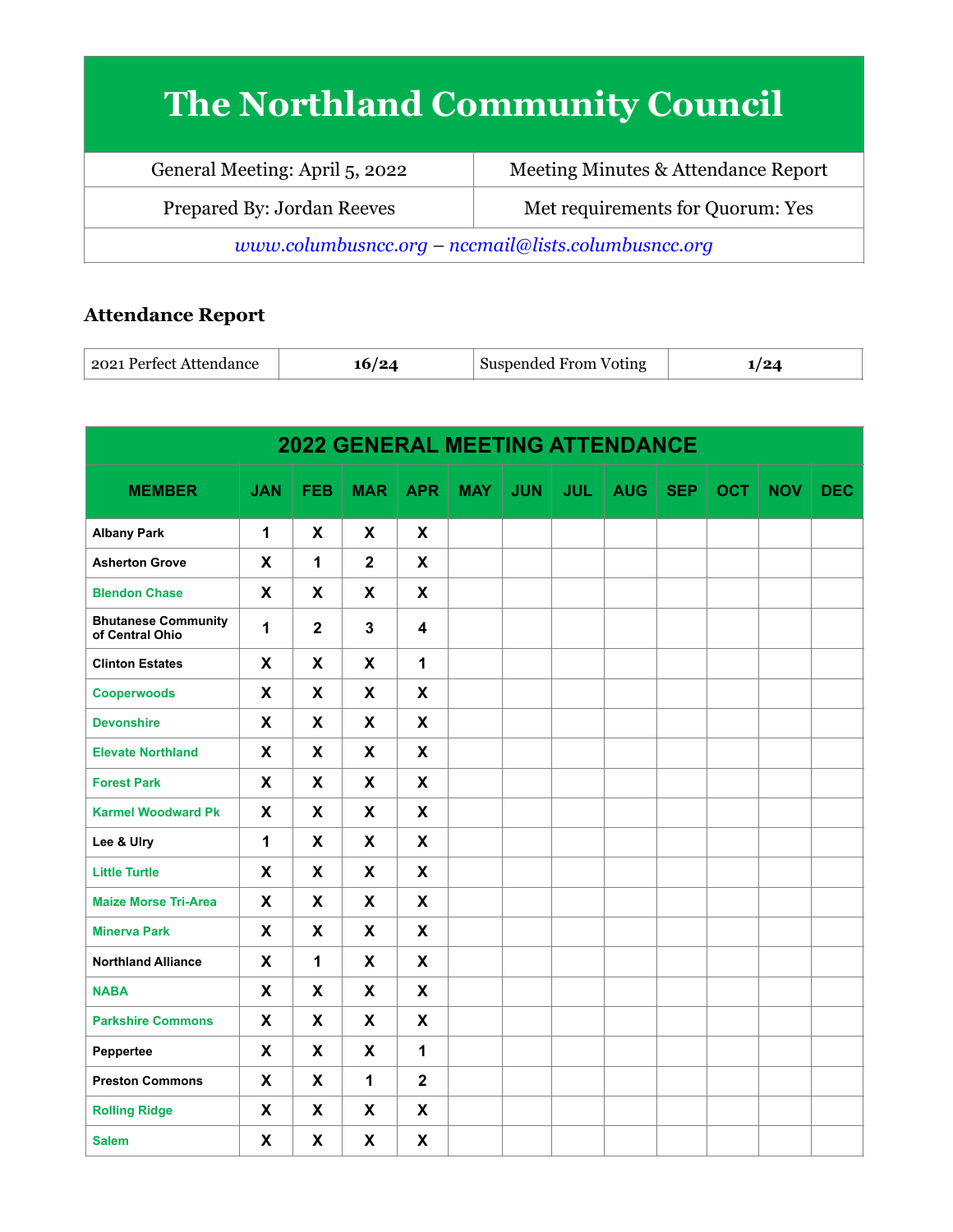# The Northland Community Council

| General Meeting: April 5, 2022 | Meeting Minutes & Attendance Report |
|---|---|
| Prepared By: Jordan Reeves | Met requirements for Quorum: Yes |
| *www.columbusncc.org – nccmail@lists.columbusncc.org* | |

## Attendance Report

| 2021 Perfect Attendance | **16/24** | Suspended From Voting | **1/24** |
|---|---|---|---|

| 2022 GENERAL MEETING ATTENDANCE | | | | | | | | | | | | |
|---|---|---|---|---|---|---|---|---|---|---|---|---|
| **MEMBER** | **JAN** | **FEB** | **MAR** | **APR** | **MAY** | **JUN** | **JUL** | **AUG** | **SEP** | **OCT** | **NOV** | **DEC** |
| Albany Park | 1 | X | X | X | | | | | | | | |
| Asherton Grove | X | 1 | 2 | X | | | | | | | | |
| Blendon Chase | X | X | X | X | | | | | | | | |
| Bhutanese Community of Central Ohio | 1 | 2 | 3 | 4 | | | | | | | | |
| Clinton Estates | X | X | X | 1 | | | | | | | | |
| Cooperwoods | X | X | X | X | | | | | | | | |
| Devonshire | X | X | X | X | | | | | | | | |
| Elevate Northland | X | X | X | X | | | | | | | | |
| Forest Park | X | X | X | X | | | | | | | | |
| Karmel Woodward Pk | X | X | X | X | | | | | | | | |
| Lee & Ulry | 1 | X | X | X | | | | | | | | |
| Little Turtle | X | X | X | X | | | | | | | | |
| Maize Morse Tri-Area | X | X | X | X | | | | | | | | |
| Minerva Park | X | X | X | X | | | | | | | | |
| Northland Alliance | X | 1 | X | X | | | | | | | | |
| NABA | X | X | X | X | | | | | | | | |
| Parkshire Commons | X | X | X | X | | | | | | | | |
| Peppertee | X | X | X | 1 | | | | | | | | |
| Preston Commons | X | X | 1 | 2 | | | | | | | | |
| Rolling Ridge | X | X | X | X | | | | | | | | |
| Salem | X | X | X | X | | | | | | | | |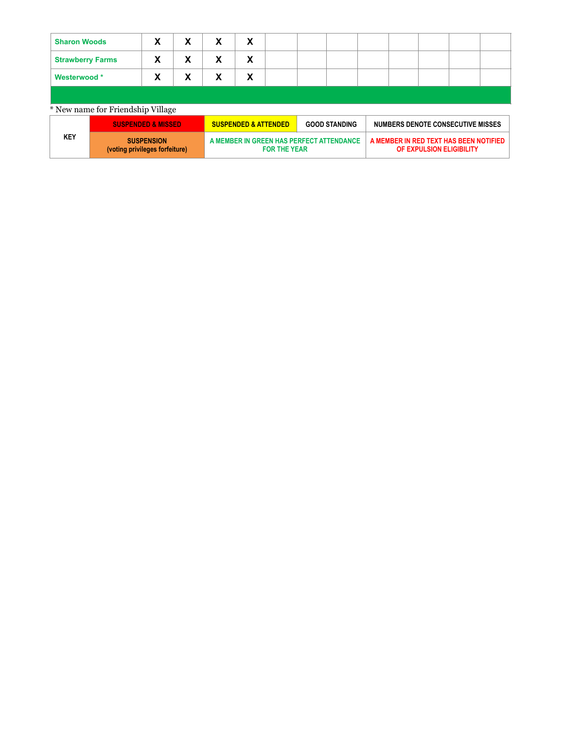| | | | | | | | | | | | | |
|---|---|---|---|---|---|---|---|---|---|---|---|---|
| Sharon Woods | X | X | X | X | | | | | | | | |
| Strawberry Farms | X | X | X | X | | | | | | | | |
| Westerwood * | X | X | X | X | | | | | | | | |
| | | | | | | | | | | | | |

* New name for Friendship Village

| KEY | SUSPENDED & MISSED | SUSPENDED & ATTENDED | GOOD STANDING | NUMBERS DENOTE CONSECUTIVE MISSES |
|---|---|---|---|---|
| | SUSPENSION (voting privileges forfeiture) | A MEMBER IN GREEN HAS PERFECT ATTENDANCE FOR THE YEAR | | A MEMBER IN RED TEXT HAS BEEN NOTIFIED OF EXPULSION ELIGIBILITY |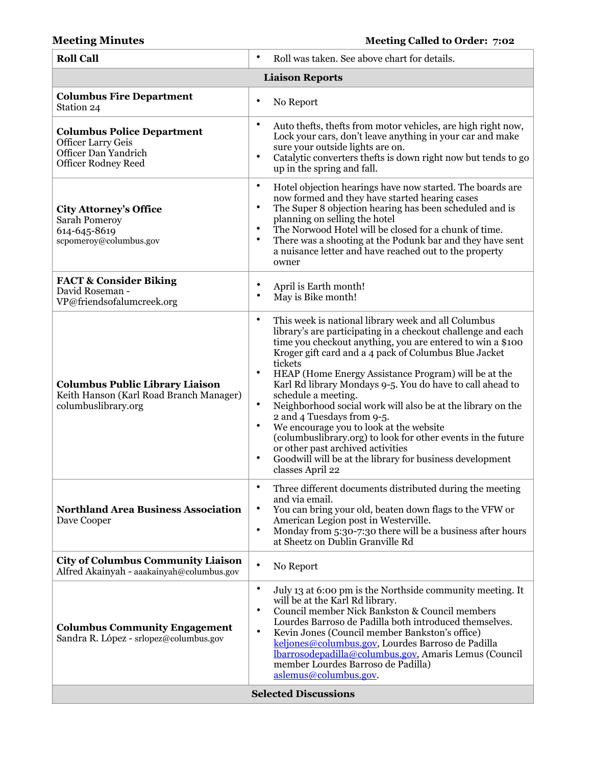**Meeting Minutes** **Meeting Called to Order: 7:02**

| | |
|---|---|
| **Roll Call** | • Roll was taken. See above chart for details. |
| **Liaison Reports** | |
| **Columbus Fire Department**<br>Station 24 | • No Report |
| **Columbus Police Department**<br>Officer Larry Geis<br>Officer Dan Yandrich<br>Officer Rodney Reed | • Auto thefts, thefts from motor vehicles, are high right now, Lock your cars, don't leave anything in your car and make sure your outside lights are on.<br>• Catalytic converters thefts is down right now but tends to go up in the spring and fall. |
| **City Attorney's Office**<br>Sarah Pomeroy<br>614-645-8619<br>scpomeroy@columbus.gov | • Hotel objection hearings have now started. The boards are now formed and they have started hearing cases<br>• The Super 8 objection hearing has been scheduled and is planning on selling the hotel<br>• The Norwood Hotel will be closed for a chunk of time.<br>• There was a shooting at the Podunk bar and they have sent a nuisance letter and have reached out to the property owner |
| **FACT & Consider Biking**<br>David Roseman -<br>VP@friendsofalumcreek.org | • April is Earth month!<br>• May is Bike month! |
| **Columbus Public Library Liaison**<br>Keith Hanson (Karl Road Branch Manager)<br>columbuslibrary.org | • This week is national library week and all Columbus library's are participating in a checkout challenge and each time you checkout anything, you are entered to win a $100 Kroger gift card and a 4 pack of Columbus Blue Jacket tickets<br>• HEAP (Home Energy Assistance Program) will be at the Karl Rd library Mondays 9-5. You do have to call ahead to schedule a meeting.<br>• Neighborhood social work will also be at the library on the 2 and 4 Tuesdays from 9-5.<br>• We encourage you to look at the website (columbuslibrary.org) to look for other events in the future or other past archived activities<br>• Goodwill will be at the library for business development classes April 22 |
| **Northland Area Business Association**<br>Dave Cooper | • Three different documents distributed during the meeting and via email.<br>• You can bring your old, beaten down flags to the VFW or American Legion post in Westerville.<br>• Monday from 5:30-7:30 there will be a business after hours at Sheetz on Dublin Granville Rd |
| **City of Columbus Community Liaison**<br>Alfred Akainyah - aaakainyah@columbus.gov | • No Report |
| **Columbus Community Engagement**<br>Sandra R. López - srlopez@columbus.gov | • July 13 at 6:00 pm is the Northside community meeting. It will be at the Karl Rd library.<br>• Council member Nick Bankston & Council members Lourdes Barroso de Padilla both introduced themselves.<br>• Kevin Jones (Council member Bankston's office) keljones@columbus.gov, Lourdes Barroso de Padilla lbarrosodepadilla@columbus.gov, Amaris Lemus (Council member Lourdes Barroso de Padilla) aslemus@columbus.gov. |
| **Selected Discussions** | |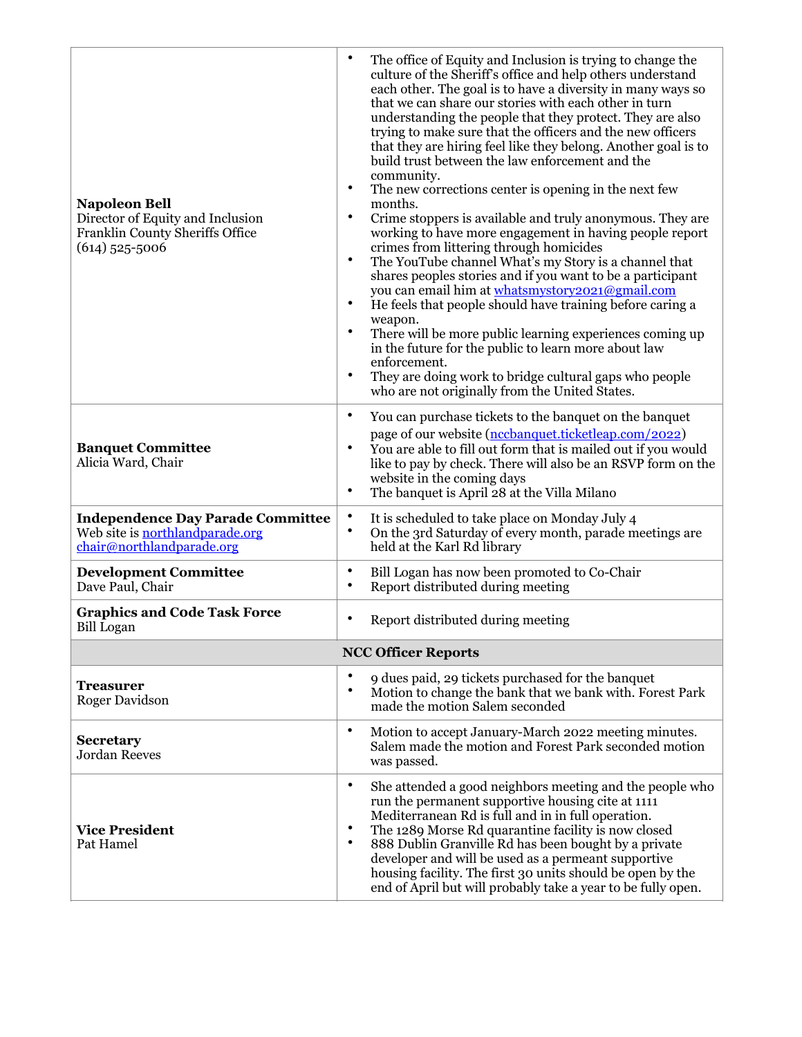| | |
|---|---|
| **Napoleon Bell**<br>Director of Equity and Inclusion<br>Franklin County Sheriffs Office<br>(614) 525-5006 | • The office of Equity and Inclusion is trying to change the culture of the Sheriff's office and help others understand each other. The goal is to have a diversity in many ways so that we can share our stories with each other in turn understanding the people that they protect. They are also trying to make sure that the officers and the new officers that they are hiring feel like they belong. Another goal is to build trust between the law enforcement and the community.<br>• The new corrections center is opening in the next few months.<br>• Crime stoppers is available and truly anonymous. They are working to have more engagement in having people report crimes from littering through homicides<br>• The YouTube channel What's my Story is a channel that shares peoples stories and if you want to be a participant you can email him at whatsmystory2021@gmail.com<br>• He feels that people should have training before caring a weapon.<br>• There will be more public learning experiences coming up in the future for the public to learn more about law enforcement.<br>• They are doing work to bridge cultural gaps who people who are not originally from the United States. |
| **Banquet Committee**<br>Alicia Ward, Chair | • You can purchase tickets to the banquet on the banquet page of our website (nccbanquet.ticketleap.com/2022)<br>• You are able to fill out form that is mailed out if you would like to pay by check. There will also be an RSVP form on the website in the coming days<br>• The banquet is April 28 at the Villa Milano |
| **Independence Day Parade Committee**<br>Web site is northlandparade.org<br>chair@northlandparade.org | • It is scheduled to take place on Monday July 4<br>• On the 3rd Saturday of every month, parade meetings are held at the Karl Rd library |
| **Development Committee**<br>Dave Paul, Chair | • Bill Logan has now been promoted to Co-Chair<br>• Report distributed during meeting |
| **Graphics and Code Task Force**<br>Bill Logan | • Report distributed during meeting |
| **NCC Officer Reports** | |
| **Treasurer**<br>Roger Davidson | • 9 dues paid, 29 tickets purchased for the banquet<br>• Motion to change the bank that we bank with. Forest Park made the motion Salem seconded |
| **Secretary**<br>Jordan Reeves | • Motion to accept January-March 2022 meeting minutes. Salem made the motion and Forest Park seconded motion was passed. |
| **Vice President**<br>Pat Hamel | • She attended a good neighbors meeting and the people who run the permanent supportive housing cite at 1111 Mediterranean Rd is full and in in full operation.<br>• The 1289 Morse Rd quarantine facility is now closed<br>• 888 Dublin Granville Rd has been bought by a private developer and will be used as a permeant supportive housing facility. The first 30 units should be open by the end of April but will probably take a year to be fully open. |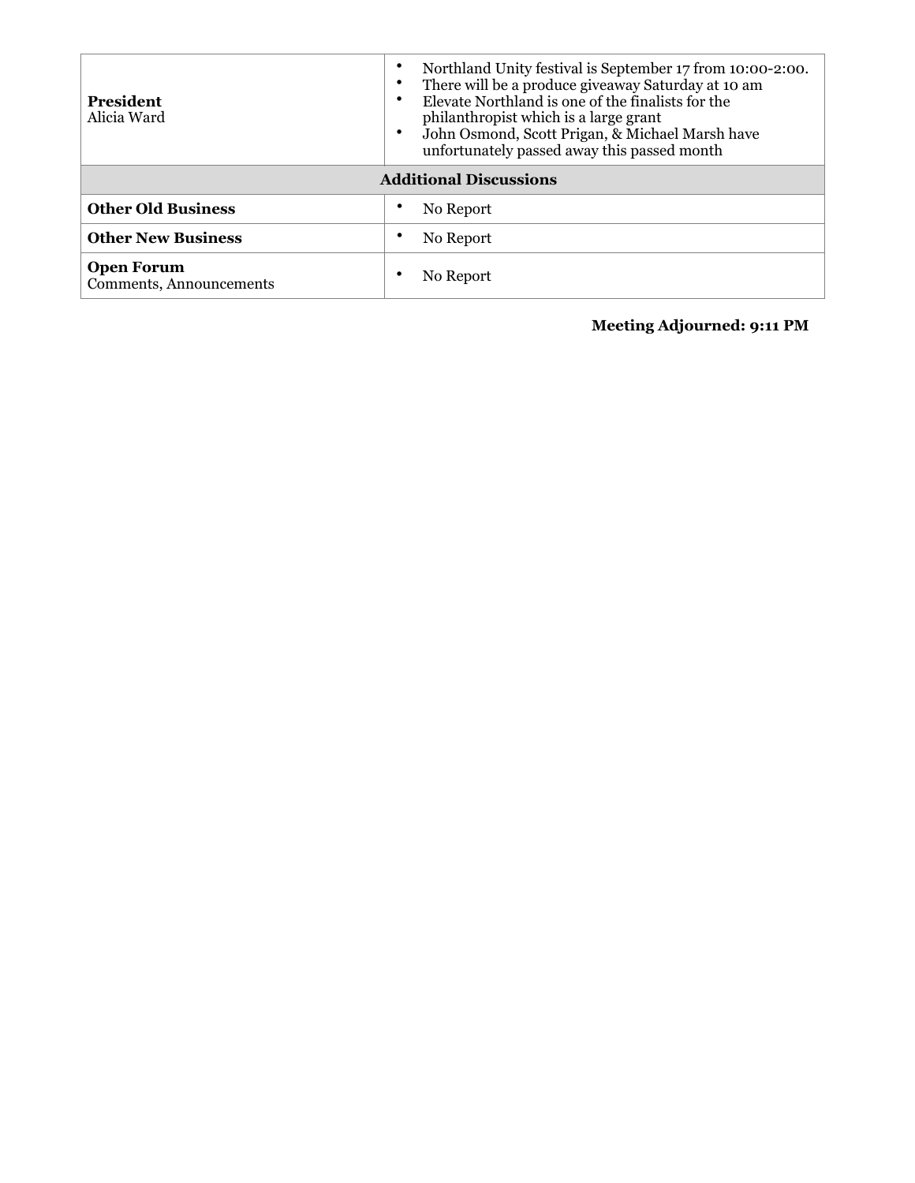| | |
|---|---|
| **President**<br>Alicia Ward | • Northland Unity festival is September 17 from 10:00-2:00.<br>• There will be a produce giveaway Saturday at 10 am<br>• Elevate Northland is one of the finalists for the philanthropist which is a large grant<br>• John Osmond, Scott Prigan, & Michael Marsh have unfortunately passed away this passed month |
| **Additional Discussions** | |
| **Other Old Business** | • No Report |
| **Other New Business** | • No Report |
| **Open Forum**<br>Comments, Announcements | • No Report |

**Meeting Adjourned: 9:11 PM**